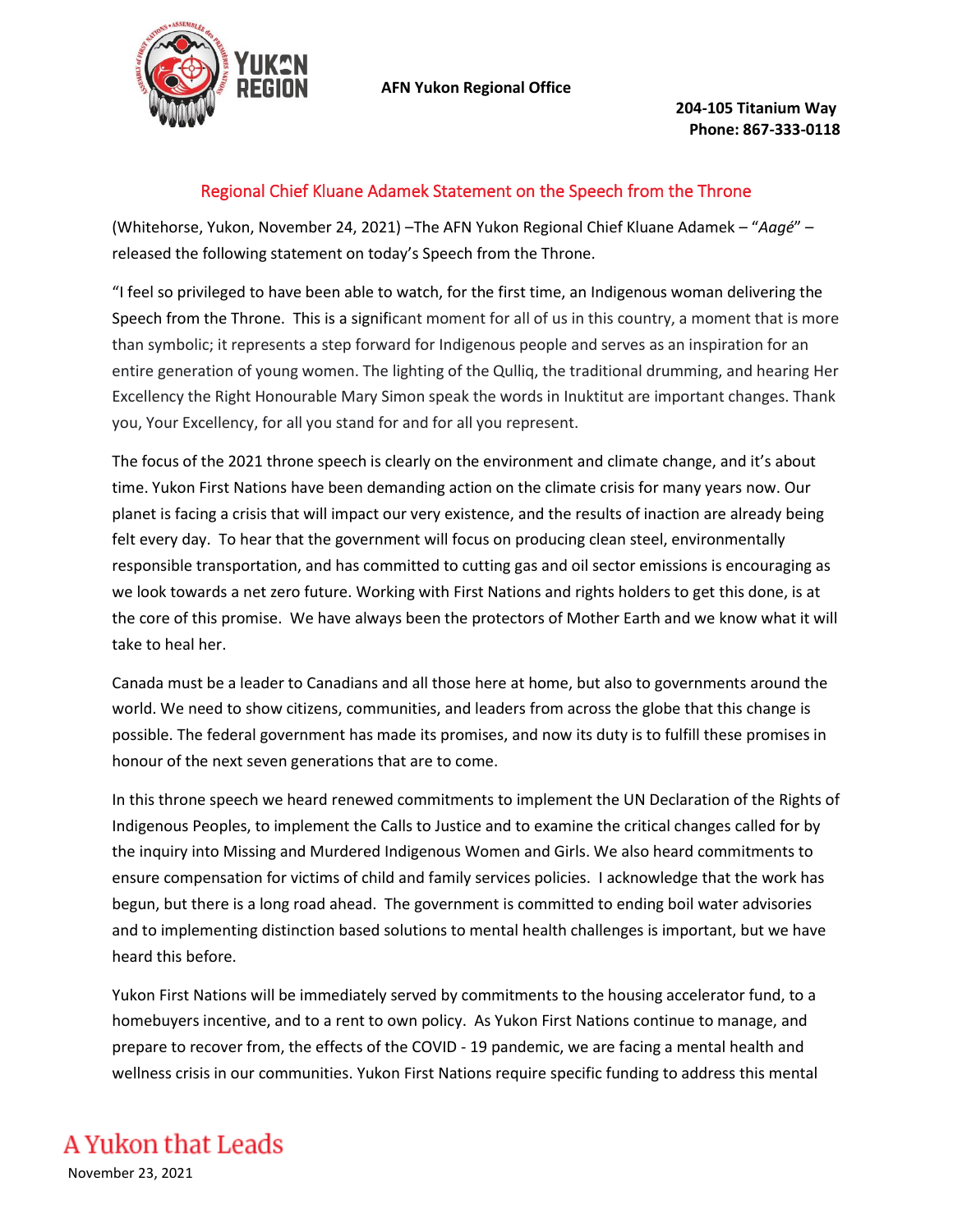AFN Yukon Regional Office

204-105 Titanium Way
Phone: 867-333-0118

## Regional Chief Kluane Adamek Statement on the Speech from the Throne

(Whitehorse, Yukon, November 24, 2021) –The AFN Yukon Regional Chief Kluane Adamek – "*Aagé*" – released the following statement on today's Speech from the Throne.

"I feel so privileged to have been able to watch, for the first time, an Indigenous woman delivering the Speech from the Throne. This is a significant moment for all of us in this country, a moment that is more than symbolic; it represents a step forward for Indigenous people and serves as an inspiration for an entire generation of young women. The lighting of the Qulliq, the traditional drumming, and hearing Her Excellency the Right Honourable Mary Simon speak the words in Inuktitut are important changes. Thank you, Your Excellency, for all you stand for and for all you represent.

The focus of the 2021 throne speech is clearly on the environment and climate change, and it's about time. Yukon First Nations have been demanding action on the climate crisis for many years now. Our planet is facing a crisis that will impact our very existence, and the results of inaction are already being felt every day. To hear that the government will focus on producing clean steel, environmentally responsible transportation, and has committed to cutting gas and oil sector emissions is encouraging as we look towards a net zero future. Working with First Nations and rights holders to get this done, is at the core of this promise. We have always been the protectors of Mother Earth and we know what it will take to heal her.

Canada must be a leader to Canadians and all those here at home, but also to governments around the world. We need to show citizens, communities, and leaders from across the globe that this change is possible. The federal government has made its promises, and now its duty is to fulfill these promises in honour of the next seven generations that are to come.

In this throne speech we heard renewed commitments to implement the UN Declaration of the Rights of Indigenous Peoples, to implement the Calls to Justice and to examine the critical changes called for by the inquiry into Missing and Murdered Indigenous Women and Girls. We also heard commitments to ensure compensation for victims of child and family services policies. I acknowledge that the work has begun, but there is a long road ahead. The government is committed to ending boil water advisories and to implementing distinction based solutions to mental health challenges is important, but we have heard this before.

Yukon First Nations will be immediately served by commitments to the housing accelerator fund, to a homebuyers incentive, and to a rent to own policy. As Yukon First Nations continue to manage, and prepare to recover from, the effects of the COVID - 19 pandemic, we are facing a mental health and wellness crisis in our communities. Yukon First Nations require specific funding to address this mental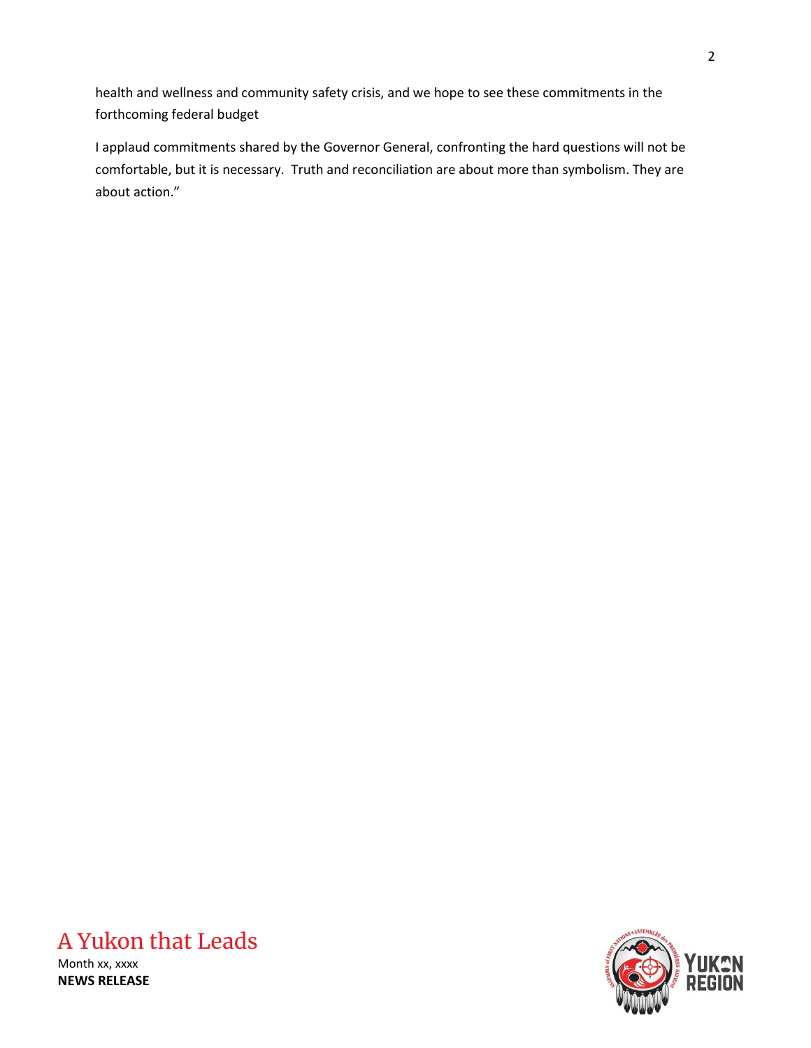health and wellness and community safety crisis, and we hope to see these commitments in the forthcoming federal budget

I applaud commitments shared by the Governor General, confronting the hard questions will not be comfortable, but it is necessary.  Truth and reconciliation are about more than symbolism. They are about action."